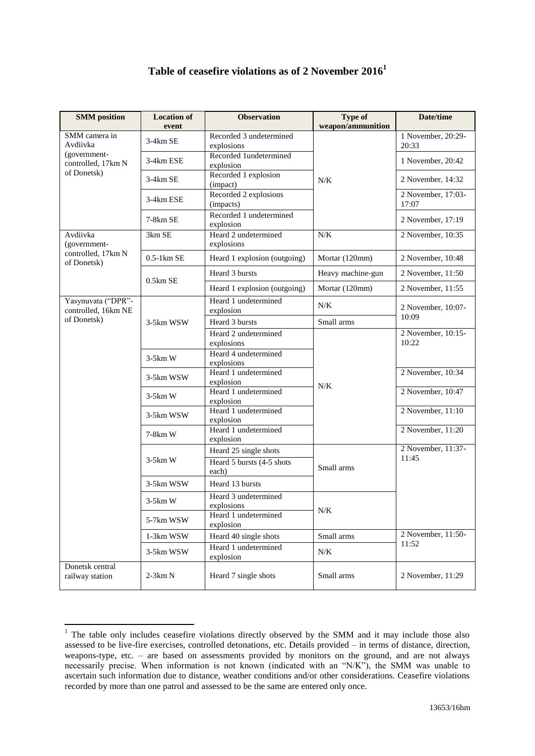# Table of ceasefire violations as of 2 November 2016[1]

| SMM position | Location of event | Observation | Type of weapon/ammunition | Date/time |
|---|---|---|---|---|
| SMM camera in Avdiivka (government-controlled, 17km N of Donetsk) | 3-4km SE | Recorded 3 undetermined explosions | N/K | 1 November, 20:29-20:33 |
| | 3-4km ESE | Recorded 1undetermined explosion | | 1 November, 20:42 |
| | 3-4km SE | Recorded 1 explosion (impact) | | 2 November, 14:32 |
| | 3-4km ESE | Recorded 2 explosions (impacts) | | 2 November, 17:03-17:07 |
| | 7-8km SE | Recorded 1 undetermined explosion | | 2 November, 17:19 |
| Avdiivka (government-controlled, 17km N of Donetsk) | 3km SE | Heard 2 undetermined explosions | N/K | 2 November, 10:35 |
| | 0.5-1km SE | Heard 1 explosion (outgoing) | Mortar (120mm) | 2 November, 10:48 |
| | 0.5km SE | Heard 3 bursts | Heavy machine-gun | 2 November, 11:50 |
| | | Heard 1 explosion (outgoing) | Mortar (120mm) | 2 November, 11:55 |
| Yasynuvata ("DPR"-controlled, 16km NE of Donetsk) | 3-5km WSW | Heard 1 undetermined explosion | N/K | 2 November, 10:07-10:09 |
| | | Heard 3 bursts | Small arms | |
| | | Heard 2 undetermined explosions | N/K | 2 November, 10:15-10:22 |
| | 3-5km W | Heard 4 undetermined explosions | | |
| | 3-5km WSW | Heard 1 undetermined explosion | | 2 November, 10:34 |
| | 3-5km W | Heard 1 undetermined explosion | | 2 November, 10:47 |
| | 3-5km WSW | Heard 1 undetermined explosion | | 2 November, 11:10 |
| | 7-8km W | Heard 1 undetermined explosion | | 2 November, 11:20 |
| | 3-5km W | Heard 25 single shots | Small arms | 2 November, 11:37-11:45 |
| | | Heard 5 bursts (4-5 shots each) | | |
| | 3-5km WSW | Heard 13 bursts | | |
| | 3-5km W | Heard 3 undetermined explosions | N/K | |
| | 5-7km WSW | Heard 1 undetermined explosion | | |
| | 1-3km WSW | Heard 40 single shots | Small arms | 2 November, 11:50-11:52 |
| | 3-5km WSW | Heard 1 undetermined explosion | N/K | |
| Donetsk central railway station | 2-3km N | Heard 7 single shots | Small arms | 2 November, 11:29 |

[1] The table only includes ceasefire violations directly observed by the SMM and it may include those also assessed to be live-fire exercises, controlled detonations, etc. Details provided – in terms of distance, direction, weapons-type, etc. – are based on assessments provided by monitors on the ground, and are not always necessarily precise. When information is not known (indicated with an "N/K"), the SMM was unable to ascertain such information due to distance, weather conditions and/or other considerations. Ceasefire violations recorded by more than one patrol and assessed to be the same are entered only once.

13653/16hm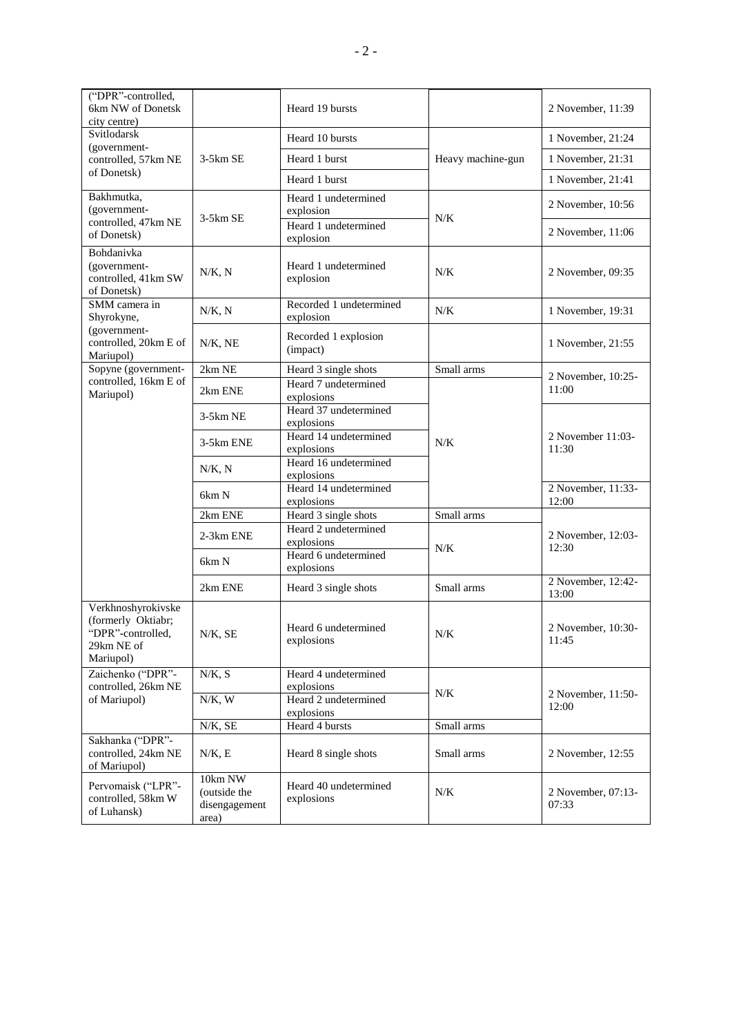| | | | | |
|---|---|---|---|---|
| ("DPR"-controlled, 6km NW of Donetsk city centre) | | Heard 19 bursts | | 2 November, 11:39 |
| Svitlodarsk (government-controlled, 57km NE of Donetsk) | 3-5km SE | Heard 10 bursts | Heavy machine-gun | 1 November, 21:24 |
| | | Heard 1 burst | | 1 November, 21:31 |
| | | Heard 1 burst | | 1 November, 21:41 |
| Bakhmutka, (government-controlled, 47km NE of Donetsk) | 3-5km SE | Heard 1 undetermined explosion | N/K | 2 November, 10:56 |
| | | Heard 1 undetermined explosion | | 2 November, 11:06 |
| Bohdanivka (government-controlled, 41km SW of Donetsk) | N/K, N | Heard 1 undetermined explosion | N/K | 2 November, 09:35 |
| SMM camera in Shyrokyne, (government-controlled, 20km E of Mariupol) | N/K, N | Recorded 1 undetermined explosion | N/K | 1 November, 19:31 |
| | N/K, NE | Recorded 1 explosion (impact) | | 1 November, 21:55 |
| Sopyne (government-controlled, 16km E of Mariupol) | 2km NE | Heard 3 single shots | Small arms | 2 November, 10:25-11:00 |
| | 2km ENE | Heard 7 undetermined explosions | N/K | |
| | 3-5km NE | Heard 37 undetermined explosions | | 2 November 11:03-11:30 |
| | 3-5km ENE | Heard 14 undetermined explosions | | |
| | N/K, N | Heard 16 undetermined explosions | | |
| | 6km N | Heard 14 undetermined explosions | | 2 November, 11:33-12:00 |
| | 2km ENE | Heard 3 single shots | Small arms | 2 November, 12:03-12:30 |
| | 2-3km ENE | Heard 2 undetermined explosions | N/K | |
| | 6km N | Heard 6 undetermined explosions | | |
| | 2km ENE | Heard 3 single shots | Small arms | 2 November, 12:42-13:00 |
| Verkhnoshyrokivske (formerly Oktiabr; "DPR"-controlled, 29km NE of Mariupol) | N/K, SE | Heard 6 undetermined explosions | N/K | 2 November, 10:30-11:45 |
| Zaichenko ("DPR"-controlled, 26km NE of Mariupol) | N/K, S | Heard 4 undetermined explosions | N/K | 2 November, 11:50-12:00 |
| | N/K, W | Heard 2 undetermined explosions | | |
| | N/K, SE | Heard 4 bursts | Small arms | |
| Sakhanka ("DPR"-controlled, 24km NE of Mariupol) | N/K, E | Heard 8 single shots | Small arms | 2 November, 12:55 |
| Pervomaisk ("LPR"-controlled, 58km W of Luhansk) | 10km NW (outside the disengagement area) | Heard 40 undetermined explosions | N/K | 2 November, 07:13-07:33 |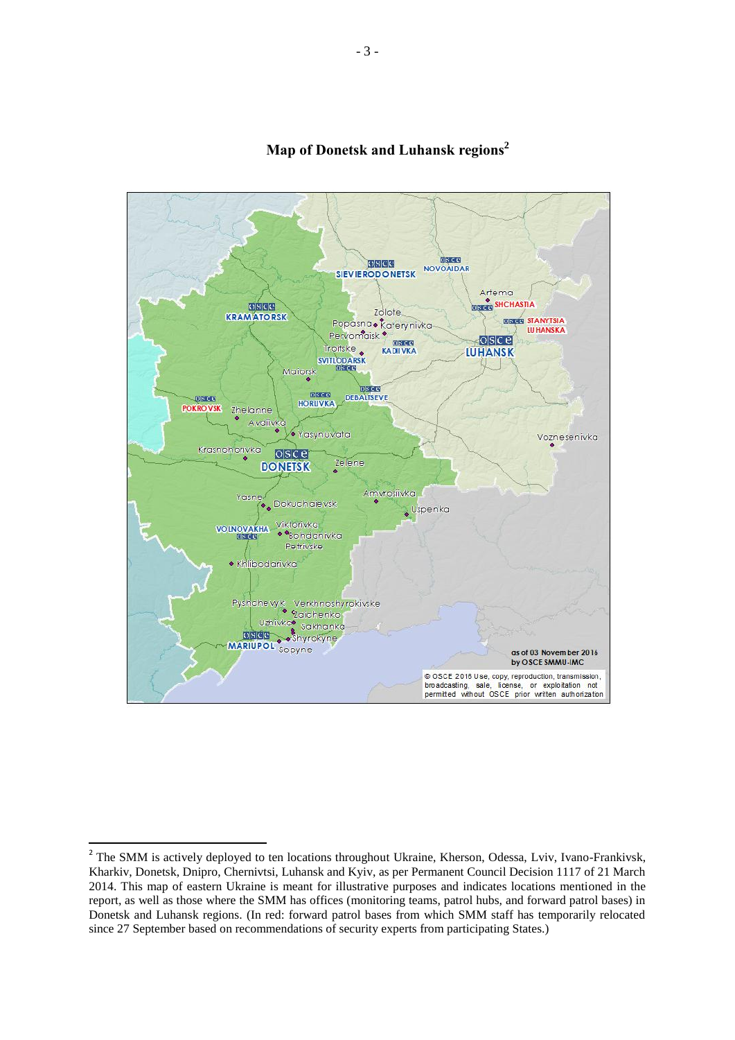## Map of Donetsk and Luhansk regions[2]

KRAMATORSK

SIEVIERODONETSK

NOVOAIDAR

Artema

SHCHASTIA

STANYTSIA LUHANSKA

LUHANSK

Zolote

Popasna

Katerynivka

Pervomaisk

Troitske

KADIIVKA

SVITLODARSK

Maiorsk

HORLIVKA

DEBALTSEVE

POKROVSK

Zhelanne

Avdiivka

Yasynuvata

Voznesenivka

Krasnohorivka

DONETSK

Zelene

Amvrosiivka

Uspenka

Yasne

Dokuchaievsk

VOLNOVAKHA

Viktorivka

Bohdanivka

Petrivske

Khlibodarivka

Pyshchevyk

Verkhnoshyrokivske

Zaichenko

Uzhivka

Sakhanka

MARIUPOL

Shyrokyne

Sopyne

as of 03 November 2016 by OSCE SMMU-IMC

© OSCE 2016 Use, copy, reproduction, transmission, broadcasting, sale, license, or exploitation not permitted without OSCE prior written authorizaton

[2] The SMM is actively deployed to ten locations throughout Ukraine, Kherson, Odessa, Lviv, Ivano-Frankivsk, Kharkiv, Donetsk, Dnipro, Chernivtsi, Luhansk and Kyiv, as per Permanent Council Decision 1117 of 21 March 2014. This map of eastern Ukraine is meant for illustrative purposes and indicates locations mentioned in the report, as well as those where the SMM has offices (monitoring teams, patrol hubs, and forward patrol bases) in Donetsk and Luhansk regions. (In red: forward patrol bases from which SMM staff has temporarily relocated since 27 September based on recommendations of security experts from participating States.)